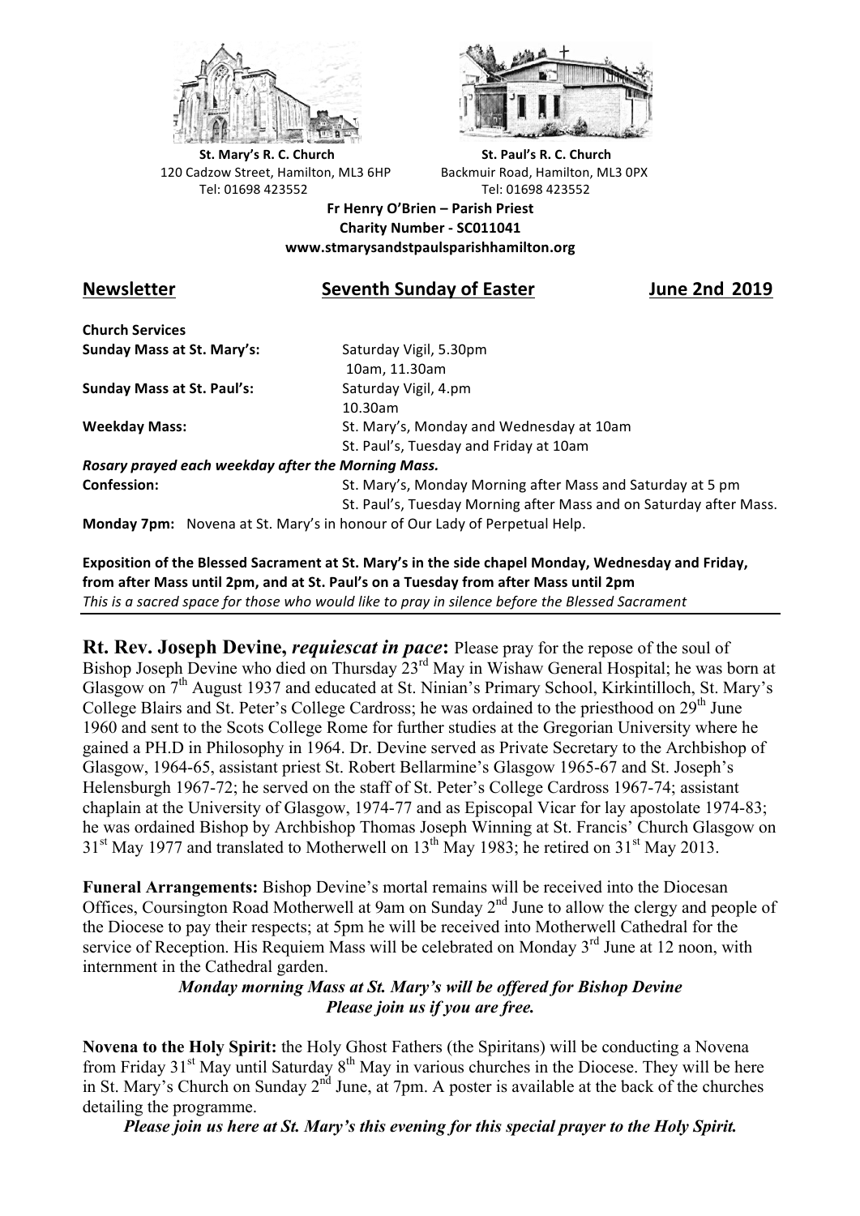**St. Mary's R. C. Church**
120 Cadzow Street, Hamilton, ML3 6HP
Tel: 01698 423552

**St. Paul's R. C. Church**
Backmuir Road, Hamilton, ML3 0PX
Tel: 01698 423552

**Fr Henry O'Brien – Parish Priest**
**Charity Number - SC011041**
**www.stmarysandstpaulsparishhamilton.org**

## Newsletter — Seventh Sunday of Easter — June 2nd 2019

**Church Services**

| | |
|---|---|
| **Sunday Mass at St. Mary's:** | Saturday Vigil, 5.30pm<br>10am, 11.30am |
| **Sunday Mass at St. Paul's:** | Saturday Vigil, 4.pm<br>10.30am |
| **Weekday Mass:** | St. Mary's, Monday and Wednesday at 10am<br>St. Paul's, Tuesday and Friday at 10am |

***Rosary prayed each weekday after the Morning Mass.***

| | |
|---|---|
| **Confession:** | St. Mary's, Monday Morning after Mass and Saturday at 5 pm<br>St. Paul's, Tuesday Morning after Mass and on Saturday after Mass. |

**Monday 7pm:** Novena at St. Mary's in honour of Our Lady of Perpetual Help.

**Exposition of the Blessed Sacrament at St. Mary's in the side chapel Monday, Wednesday and Friday, from after Mass until 2pm, and at St. Paul's on a Tuesday from after Mass until 2pm**
*This is a sacred space for those who would like to pray in silence before the Blessed Sacrament*

---

**Rt. Rev. Joseph Devine, *requiescat in pace*:** Please pray for the repose of the soul of Bishop Joseph Devine who died on Thursday 23rd May in Wishaw General Hospital; he was born at Glasgow on 7th August 1937 and educated at St. Ninian's Primary School, Kirkintilloch, St. Mary's College Blairs and St. Peter's College Cardross; he was ordained to the priesthood on 29th June 1960 and sent to the Scots College Rome for further studies at the Gregorian University where he gained a PH.D in Philosophy in 1964. Dr. Devine served as Private Secretary to the Archbishop of Glasgow, 1964-65, assistant priest St. Robert Bellarmine's Glasgow 1965-67 and St. Joseph's Helensburgh 1967-72; he served on the staff of St. Peter's College Cardross 1967-74; assistant chaplain at the University of Glasgow, 1974-77 and as Episcopal Vicar for lay apostolate 1974-83; he was ordained Bishop by Archbishop Thomas Joseph Winning at St. Francis' Church Glasgow on 31st May 1977 and translated to Motherwell on 13th May 1983; he retired on 31st May 2013.

**Funeral Arrangements:** Bishop Devine's mortal remains will be received into the Diocesan Offices, Coursington Road Motherwell at 9am on Sunday 2nd June to allow the clergy and people of the Diocese to pay their respects; at 5pm he will be received into Motherwell Cathedral for the service of Reception. His Requiem Mass will be celebrated on Monday 3rd June at 12 noon, with internment in the Cathedral garden.

***Monday morning Mass at St. Mary's will be offered for Bishop Devine***
***Please join us if you are free.***

**Novena to the Holy Spirit:** the Holy Ghost Fathers (the Spiritans) will be conducting a Novena from Friday 31st May until Saturday 8th May in various churches in the Diocese. They will be here in St. Mary's Church on Sunday 2nd June, at 7pm. A poster is available at the back of the churches detailing the programme.

***Please join us here at St. Mary's this evening for this special prayer to the Holy Spirit.***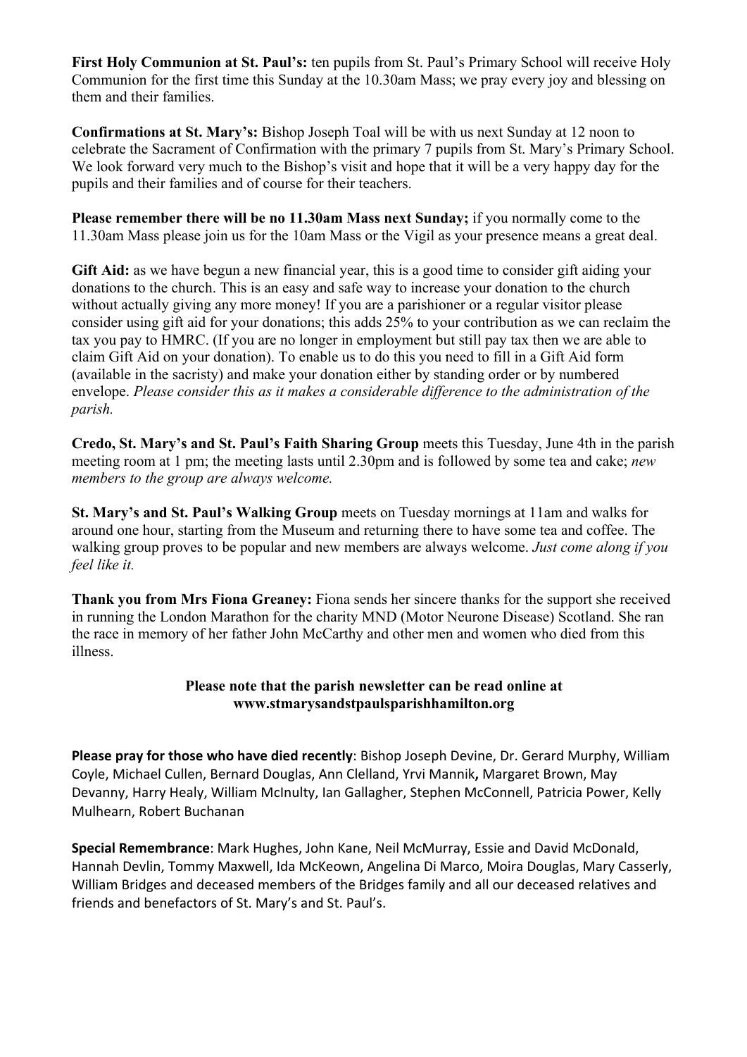**First Holy Communion at St. Paul's:** ten pupils from St. Paul's Primary School will receive Holy Communion for the first time this Sunday at the 10.30am Mass; we pray every joy and blessing on them and their families.

**Confirmations at St. Mary's:** Bishop Joseph Toal will be with us next Sunday at 12 noon to celebrate the Sacrament of Confirmation with the primary 7 pupils from St. Mary's Primary School. We look forward very much to the Bishop's visit and hope that it will be a very happy day for the pupils and their families and of course for their teachers.

**Please remember there will be no 11.30am Mass next Sunday;** if you normally come to the 11.30am Mass please join us for the 10am Mass or the Vigil as your presence means a great deal.

**Gift Aid:** as we have begun a new financial year, this is a good time to consider gift aiding your donations to the church. This is an easy and safe way to increase your donation to the church without actually giving any more money! If you are a parishioner or a regular visitor please consider using gift aid for your donations; this adds 25% to your contribution as we can reclaim the tax you pay to HMRC. (If you are no longer in employment but still pay tax then we are able to claim Gift Aid on your donation). To enable us to do this you need to fill in a Gift Aid form (available in the sacristy) and make your donation either by standing order or by numbered envelope. *Please consider this as it makes a considerable difference to the administration of the parish.*

**Credo, St. Mary's and St. Paul's Faith Sharing Group** meets this Tuesday, June 4th in the parish meeting room at 1 pm; the meeting lasts until 2.30pm and is followed by some tea and cake; *new members to the group are always welcome.*

**St. Mary's and St. Paul's Walking Group** meets on Tuesday mornings at 11am and walks for around one hour, starting from the Museum and returning there to have some tea and coffee. The walking group proves to be popular and new members are always welcome. *Just come along if you feel like it.*

**Thank you from Mrs Fiona Greaney:** Fiona sends her sincere thanks for the support she received in running the London Marathon for the charity MND (Motor Neurone Disease) Scotland. She ran the race in memory of her father John McCarthy and other men and women who died from this illness.

**Please note that the parish newsletter can be read online at www.stmarysandstpaulsparishhamilton.org**

**Please pray for those who have died recently**: Bishop Joseph Devine, Dr. Gerard Murphy, William Coyle, Michael Cullen, Bernard Douglas, Ann Clelland, Yrvi Mannik**,** Margaret Brown, May Devanny, Harry Healy, William McInulty, Ian Gallagher, Stephen McConnell, Patricia Power, Kelly Mulhearn, Robert Buchanan

**Special Remembrance**: Mark Hughes, John Kane, Neil McMurray, Essie and David McDonald, Hannah Devlin, Tommy Maxwell, Ida McKeown, Angelina Di Marco, Moira Douglas, Mary Casserly, William Bridges and deceased members of the Bridges family and all our deceased relatives and friends and benefactors of St. Mary's and St. Paul's.